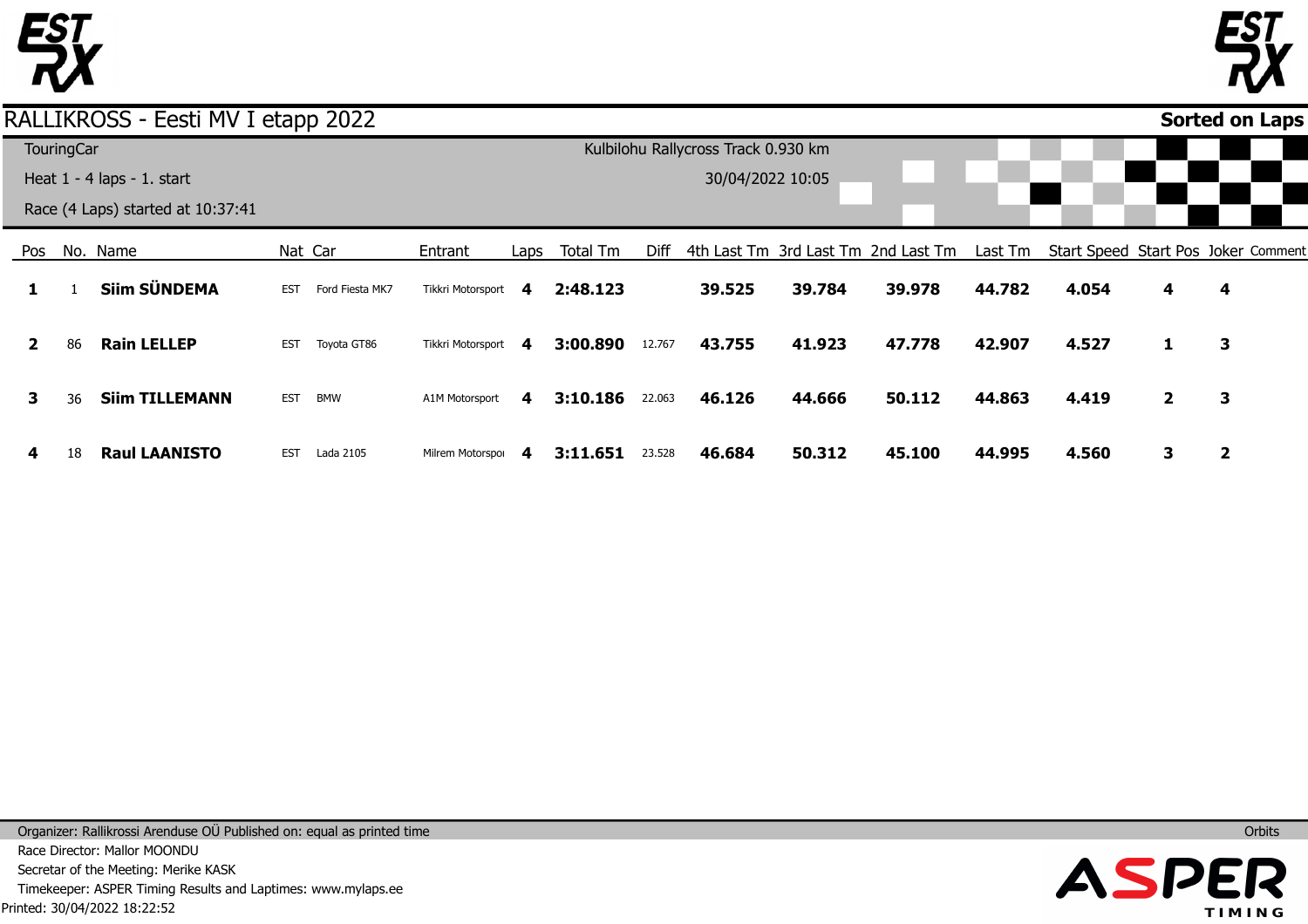# RALLIKROSS - Eesti MV I etapp 2022

**Sorted on Laps**

TouringCar

Heat 1 - 4 laps - 1. start

Race (4 Laps) started at 10:37:41

Kulbilohu Rallycross Track 0.930 km

30/04/2022 10:05

| Pos | No. | Name | Nat | Car | Entrant | Laps | Total Tm | Diff | 4th Last Tm | 3rd Last Tm | 2nd Last Tm | Last Tm | Start Speed | Start Pos | Joker | Comment |
|---|---|---|---|---|---|---|---|---|---|---|---|---|---|---|---|---|
| **1** | 1 | **Siim SÜNDEMA** | EST | Ford Fiesta MK7 | Tikkri Motorsport | **4** | **2:48.123** | | **39.525** | **39.784** | **39.978** | **44.782** | **4.054** | **4** | **4** | |
| **2** | 86 | **Rain LELLEP** | EST | Toyota GT86 | Tikkri Motorsport | **4** | **3:00.890** | 12.767 | **43.755** | **41.923** | **47.778** | **42.907** | **4.527** | **1** | **3** | |
| **3** | 36 | **Siim TILLEMANN** | EST | BMW | A1M Motorsport | **4** | **3:10.186** | 22.063 | **46.126** | **44.666** | **50.112** | **44.863** | **4.419** | **2** | **3** | |
| **4** | 18 | **Raul LAANISTO** | EST | Lada 2105 | Milrem Motorspo | **4** | **3:11.651** | 23.528 | **46.684** | **50.312** | **45.100** | **44.995** | **4.560** | **3** | **2** | |

Organizer: Rallikrossi Arenduse OÜ Published on: equal as printed time

Orbits

Race Director: Mallor MOONDU

Secretar of the Meeting: Merike KASK

Timekeeper: ASPER Timing Results and Laptimes: www.mylaps.ee

Printed: 30/04/2022 18:22:52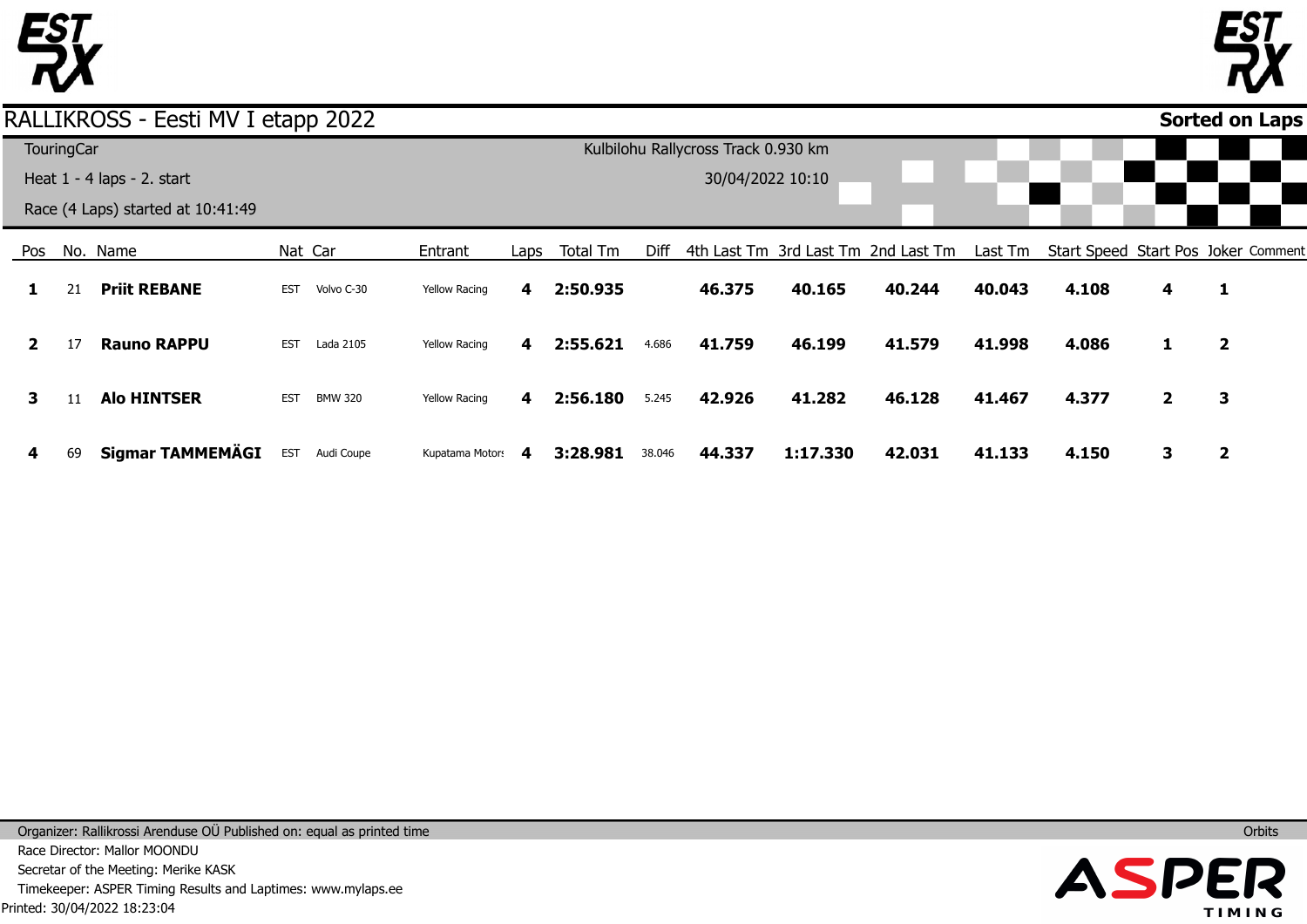# RALLIKROSS - Eesti MV I etapp 2022

**Sorted on Laps**

TouringCar

Heat 1 - 4 laps - 2. start

Race (4 Laps) started at 10:41:49

Kulbilohu Rallycross Track 0.930 km

30/04/2022 10:10

| Pos | No. | Name | Nat | Car | Entrant | Laps | Total Tm | Diff | 4th Last Tm | 3rd Last Tm | 2nd Last Tm | Last Tm | Start Speed | Start Pos | Joker | Comment |
|---|---|---|---|---|---|---|---|---|---|---|---|---|---|---|---|---|
| **1** | 21 | **Priit REBANE** | EST | Volvo C-30 | Yellow Racing | **4** | **2:50.935** | | **46.375** | **40.165** | **40.244** | **40.043** | **4.108** | **4** | **1** | |
| **2** | 17 | **Rauno RAPPU** | EST | Lada 2105 | Yellow Racing | **4** | **2:55.621** | 4.686 | **41.759** | **46.199** | **41.579** | **41.998** | **4.086** | **1** | **2** | |
| **3** | 11 | **Alo HINTSER** | EST | BMW 320 | Yellow Racing | **4** | **2:56.180** | 5.245 | **42.926** | **41.282** | **46.128** | **41.467** | **4.377** | **2** | **3** | |
| **4** | 69 | **Sigmar TAMMEMÄGI** | EST | Audi Coupe | Kupatama Motors | **4** | **3:28.981** | 38.046 | **44.337** | **1:17.330** | **42.031** | **41.133** | **4.150** | **3** | **2** | |

Organizer: Rallikrossi Arenduse OÜ Published on: equal as printed time

Orbits

Race Director: Mallor MOONDU

Secretar of the Meeting: Merike KASK

Timekeeper: ASPER Timing Results and Laptimes: www.mylaps.ee

Printed: 30/04/2022 18:23:04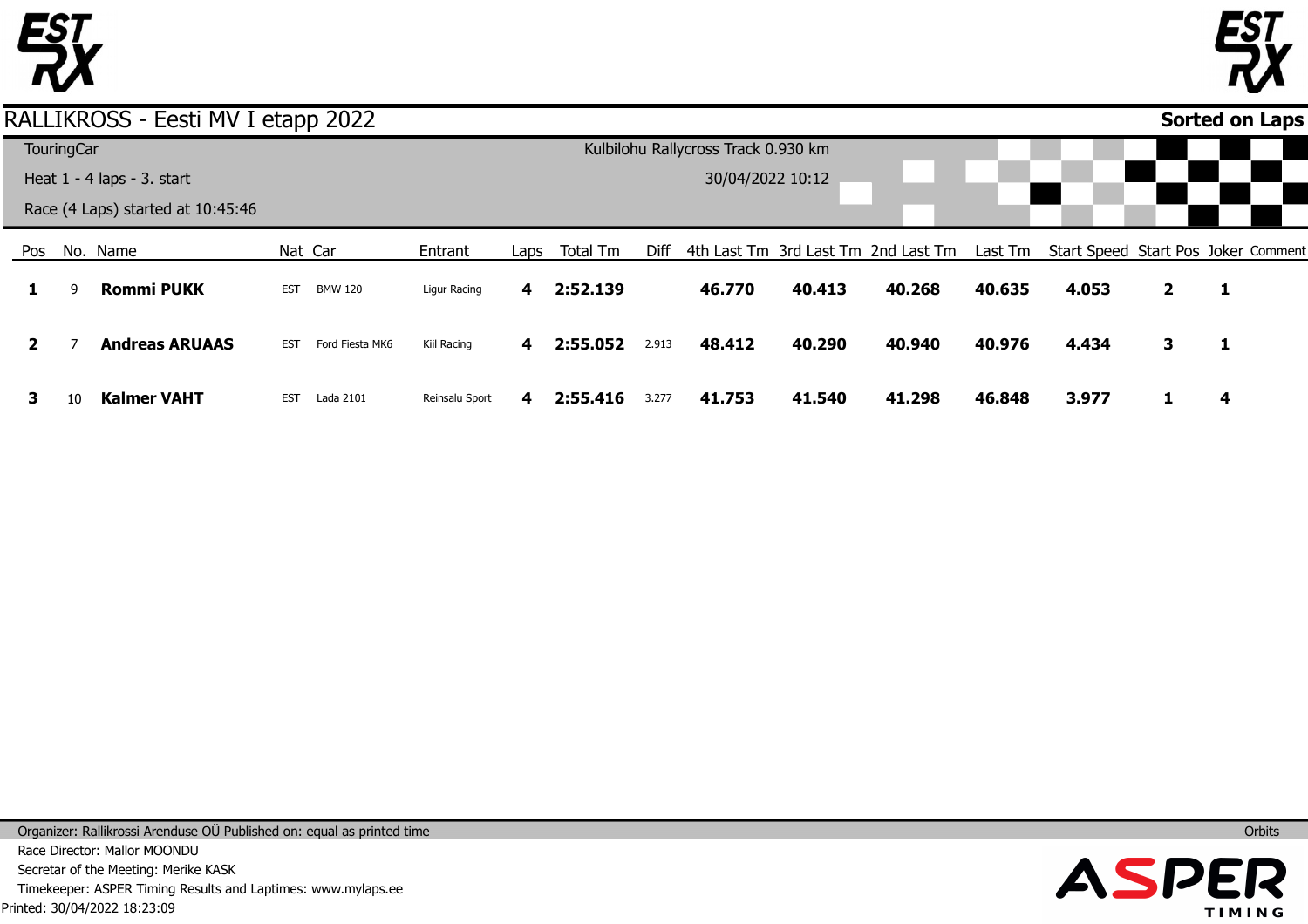# RALLIKROSS - Eesti MV I etapp 2022

**Sorted on Laps**

TouringCar

Heat 1 - 4 laps - 3. start

Race (4 Laps) started at 10:45:46

Kulbilohu Rallycross Track 0.930 km

30/04/2022 10:12

| Pos | No. | Name | Nat | Car | Entrant | Laps | Total Tm | Diff | 4th Last Tm | 3rd Last Tm | 2nd Last Tm | Last Tm | Start Speed | Start Pos | Joker | Comment |
|---|---|---|---|---|---|---|---|---|---|---|---|---|---|---|---|---|
| **1** | 9 | **Rommi PUKK** | EST | BMW 120 | Ligur Racing | **4** | **2:52.139** | | **46.770** | **40.413** | **40.268** | **40.635** | **4.053** | **2** | **1** | |
| **2** | 7 | **Andreas ARUAAS** | EST | Ford Fiesta MK6 | Kiil Racing | **4** | **2:55.052** | 2.913 | **48.412** | **40.290** | **40.940** | **40.976** | **4.434** | **3** | **1** | |
| **3** | 10 | **Kalmer VAHT** | EST | Lada 2101 | Reinsalu Sport | **4** | **2:55.416** | 3.277 | **41.753** | **41.540** | **41.298** | **46.848** | **3.977** | **1** | **4** | |

Organizer: Rallikrossi Arenduse OÜ Published on: equal as printed time

Race Director: Mallor MOONDU

Secretar of the Meeting: Merike KASK

Timekeeper: ASPER Timing Results and Laptimes: www.mylaps.ee

Printed: 30/04/2022 18:23:09

Orbits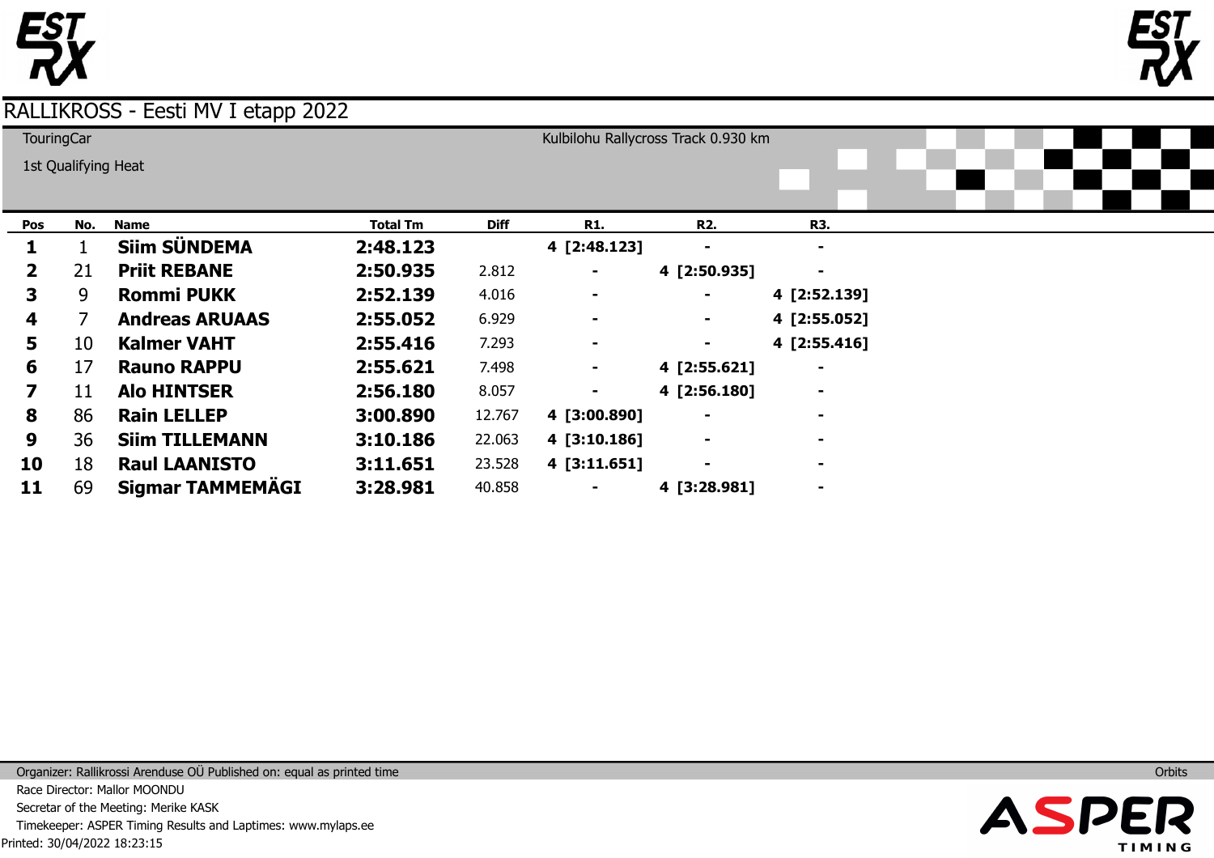# RALLIKROSS - Eesti MV I etapp 2022

TouringCar

1st Qualifying Heat

Kulbilohu Rallycross Track 0.930 km

| Pos | No. | Name | Total Tm | Diff | R1. | R2. | R3. |
|---|---|---|---|---|---|---|---|
| **1** | 1 | **Siim SÜNDEMA** | **2:48.123** | | **4 [2:48.123]** | **-** | **-** |
| **2** | 21 | **Priit REBANE** | **2:50.935** | 2.812 | **-** | **4 [2:50.935]** | **-** |
| **3** | 9 | **Rommi PUKK** | **2:52.139** | 4.016 | **-** | **-** | **4 [2:52.139]** |
| **4** | 7 | **Andreas ARUAAS** | **2:55.052** | 6.929 | **-** | **-** | **4 [2:55.052]** |
| **5** | 10 | **Kalmer VAHT** | **2:55.416** | 7.293 | **-** | **-** | **4 [2:55.416]** |
| **6** | 17 | **Rauno RAPPU** | **2:55.621** | 7.498 | **-** | **4 [2:55.621]** | **-** |
| **7** | 11 | **Alo HINTSER** | **2:56.180** | 8.057 | **-** | **4 [2:56.180]** | **-** |
| **8** | 86 | **Rain LELLEP** | **3:00.890** | 12.767 | **4 [3:00.890]** | **-** | **-** |
| **9** | 36 | **Siim TILLEMANN** | **3:10.186** | 22.063 | **4 [3:10.186]** | **-** | **-** |
| **10** | 18 | **Raul LAANISTO** | **3:11.651** | 23.528 | **4 [3:11.651]** | **-** | **-** |
| **11** | 69 | **Sigmar TAMMEMÄGI** | **3:28.981** | 40.858 | **-** | **4 [3:28.981]** | **-** |

Organizer: Rallikrossi Arenduse OÜ Published on: equal as printed time

Orbits

Race Director: Mallor MOONDU

Secretar of the Meeting: Merike KASK

Timekeeper: ASPER Timing Results and Laptimes: www.mylaps.ee

Printed: 30/04/2022 18:23:15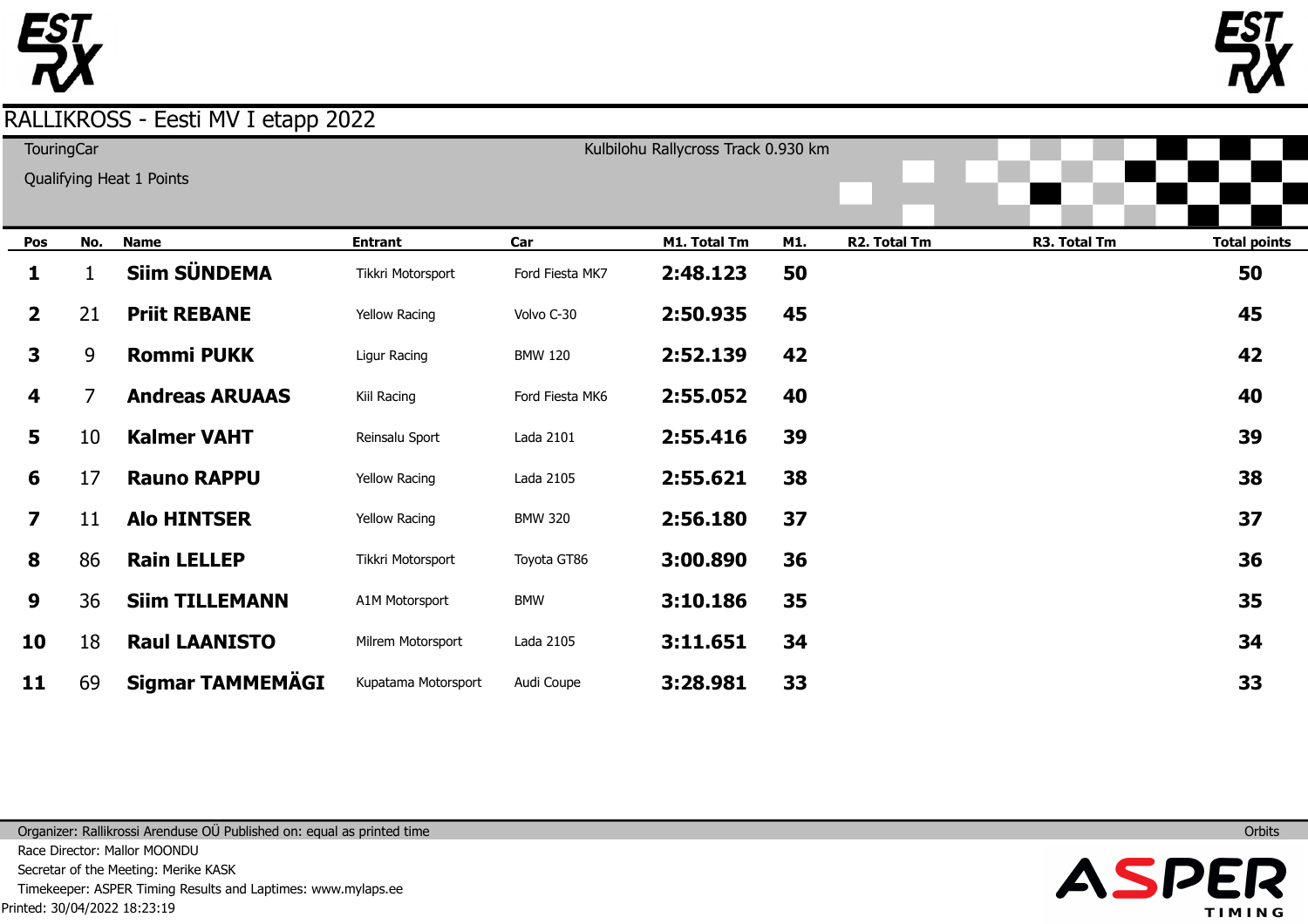# RALLIKROSS - Eesti MV I etapp 2022

TouringCar

Qualifying Heat 1 Points

Kulbilohu Rallycross Track 0.930 km

| Pos | No. | Name | Entrant | Car | M1. Total Tm | M1. | R2. Total Tm | R3. Total Tm | Total points |
|---|---|---|---|---|---|---|---|---|---|
| 1 | 1 | Siim SÜNDEMA | Tikkri Motorsport | Ford Fiesta MK7 | 2:48.123 | 50 | | | 50 |
| 2 | 21 | Priit REBANE | Yellow Racing | Volvo C-30 | 2:50.935 | 45 | | | 45 |
| 3 | 9 | Rommi PUKK | Ligur Racing | BMW 120 | 2:52.139 | 42 | | | 42 |
| 4 | 7 | Andreas ARUAAS | Kiil Racing | Ford Fiesta MK6 | 2:55.052 | 40 | | | 40 |
| 5 | 10 | Kalmer VAHT | Reinsalu Sport | Lada 2101 | 2:55.416 | 39 | | | 39 |
| 6 | 17 | Rauno RAPPU | Yellow Racing | Lada 2105 | 2:55.621 | 38 | | | 38 |
| 7 | 11 | Alo HINTSER | Yellow Racing | BMW 320 | 2:56.180 | 37 | | | 37 |
| 8 | 86 | Rain LELLEP | Tikkri Motorsport | Toyota GT86 | 3:00.890 | 36 | | | 36 |
| 9 | 36 | Siim TILLEMANN | A1M Motorsport | BMW | 3:10.186 | 35 | | | 35 |
| 10 | 18 | Raul LAANISTO | Milrem Motorsport | Lada 2105 | 3:11.651 | 34 | | | 34 |
| 11 | 69 | Sigmar TAMMEMÄGI | Kupatama Motorsport | Audi Coupe | 3:28.981 | 33 | | | 33 |

Organizer: Rallikrossi Arenduse OÜ Published on: equal as printed time

Orbits

Race Director: Mallor MOONDU

Secretar of the Meeting: Merike KASK

Timekeeper: ASPER Timing Results and Laptimes: www.mylaps.ee

Printed: 30/04/2022 18:23:19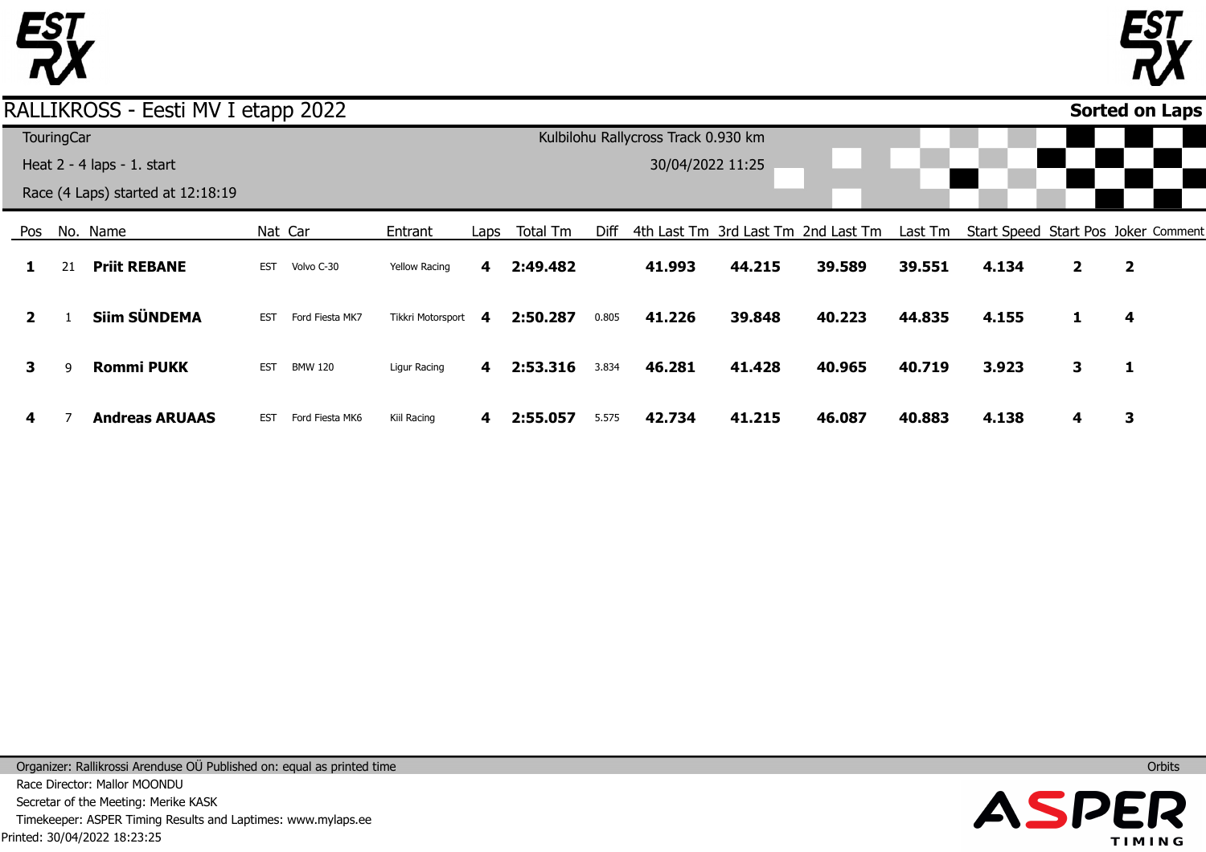# RALLIKROSS - Eesti MV I etapp 2022

**Sorted on Laps**

TouringCar

Kulbilohu Rallycross Track 0.930 km

Heat 2 - 4 laps - 1. start

30/04/2022 11:25

Race (4 Laps) started at 12:18:19

| Pos | No. | Name | Nat | Car | Entrant | Laps | Total Tm | Diff | 4th Last Tm | 3rd Last Tm | 2nd Last Tm | Last Tm | Start Speed | Start Pos | Joker | Comment |
|---|---|---|---|---|---|---|---|---|---|---|---|---|---|---|---|---|
| **1** | 21 | **Priit REBANE** | EST | Volvo C-30 | Yellow Racing | **4** | **2:49.482** | | **41.993** | **44.215** | **39.589** | **39.551** | **4.134** | **2** | **2** | |
| **2** | 1 | **Siim SÜNDEMA** | EST | Ford Fiesta MK7 | Tikkri Motorsport | **4** | **2:50.287** | 0.805 | **41.226** | **39.848** | **40.223** | **44.835** | **4.155** | **1** | **4** | |
| **3** | 9 | **Rommi PUKK** | EST | BMW 120 | Ligur Racing | **4** | **2:53.316** | 3.834 | **46.281** | **41.428** | **40.965** | **40.719** | **3.923** | **3** | **1** | |
| **4** | 7 | **Andreas ARUAAS** | EST | Ford Fiesta MK6 | Kiil Racing | **4** | **2:55.057** | 5.575 | **42.734** | **41.215** | **46.087** | **40.883** | **4.138** | **4** | **3** | |

Organizer: Rallikrossi Arenduse OÜ Published on: equal as printed time

Orbits

Race Director: Mallor MOONDU

Secretar of the Meeting: Merike KASK

Timekeeper: ASPER Timing Results and Laptimes: www.mylaps.ee

Printed: 30/04/2022 18:23:25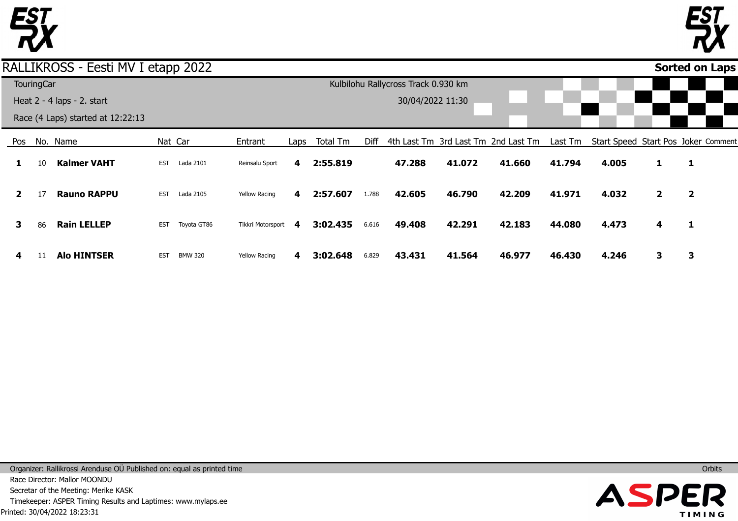# RALLIKROSS - Eesti MV I etapp 2022

**Sorted on Laps**

TouringCar

Kulbilohu Rallycross Track 0.930 km

Heat 2 - 4 laps - 2. start

30/04/2022 11:30

Race (4 Laps) started at 12:22:13

| Pos | No. | Name | Nat | Car | Entrant | Laps | Total Tm | Diff | 4th Last Tm | 3rd Last Tm | 2nd Last Tm | Last Tm | Start Speed | Start Pos | Joker | Comment |
|---|---|---|---|---|---|---|---|---|---|---|---|---|---|---|---|---|
| **1** | 10 | **Kalmer VAHT** | EST | Lada 2101 | Reinsalu Sport | **4** | **2:55.819** | | **47.288** | **41.072** | **41.660** | **41.794** | **4.005** | **1** | **1** | |
| **2** | 17 | **Rauno RAPPU** | EST | Lada 2105 | Yellow Racing | **4** | **2:57.607** | 1.788 | **42.605** | **46.790** | **42.209** | **41.971** | **4.032** | **2** | **2** | |
| **3** | 86 | **Rain LELLEP** | EST | Toyota GT86 | Tikkri Motorsport | **4** | **3:02.435** | 6.616 | **49.408** | **42.291** | **42.183** | **44.080** | **4.473** | **4** | **1** | |
| **4** | 11 | **Alo HINTSER** | EST | BMW 320 | Yellow Racing | **4** | **3:02.648** | 6.829 | **43.431** | **41.564** | **46.977** | **46.430** | **4.246** | **3** | **3** | |

Organizer: Rallikrossi Arenduse OÜ Published on: equal as printed time

Orbits

Race Director: Mallor MOONDU

Secretar of the Meeting: Merike KASK

Timekeeper: ASPER Timing Results and Laptimes: www.mylaps.ee

Printed: 30/04/2022 18:23:31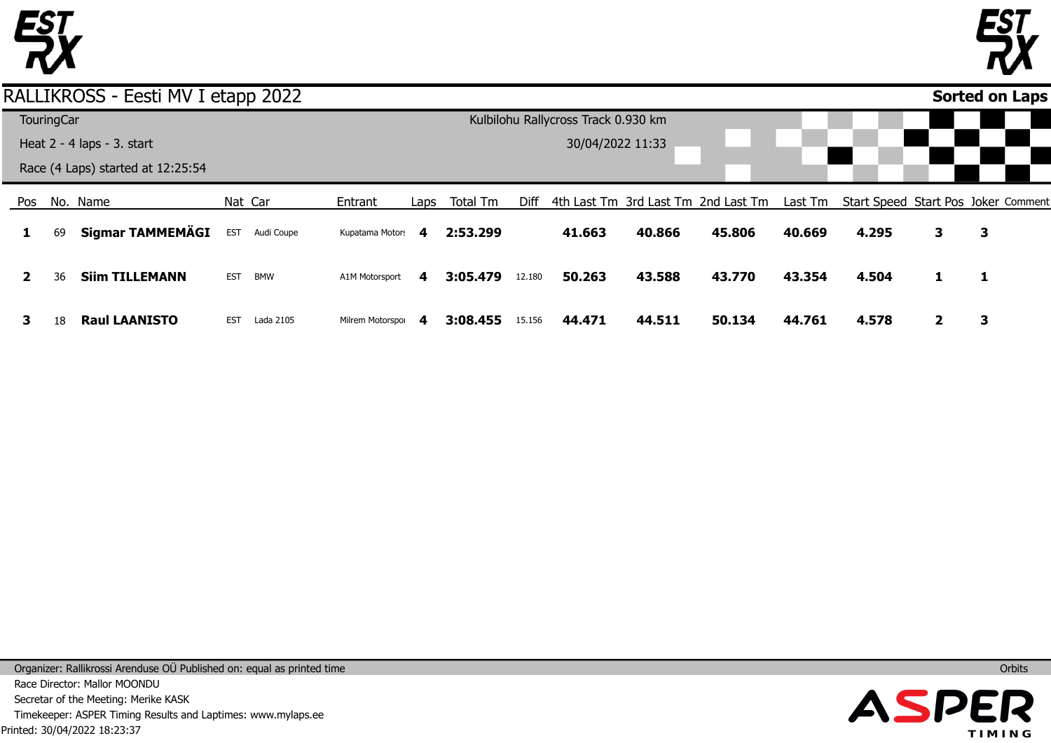# RALLIKROSS - Eesti MV I etapp 2022

**Sorted on Laps**

TouringCar

Heat 2 - 4 laps - 3. start

Race (4 Laps) started at 12:25:54

Kulbilohu Rallycross Track 0.930 km

30/04/2022 11:33

| Pos | No. | Name | Nat | Car | Entrant | Laps | Total Tm | Diff | 4th Last Tm | 3rd Last Tm | 2nd Last Tm | Last Tm | Start Speed | Start Pos | Joker | Comment |
|---|---|---|---|---|---|---|---|---|---|---|---|---|---|---|---|---|
| **1** | 69 | **Sigmar TAMMEMÄGI** | EST | Audi Coupe | Kupatama Motors | **4** | **2:53.299** | | **41.663** | **40.866** | **45.806** | **40.669** | **4.295** | **3** | **3** | |
| **2** | 36 | **Siim TILLEMANN** | EST | BMW | A1M Motorsport | **4** | **3:05.479** | 12.180 | **50.263** | **43.588** | **43.770** | **43.354** | **4.504** | **1** | **1** | |
| **3** | 18 | **Raul LAANISTO** | EST | Lada 2105 | Milrem Motorspo | **4** | **3:08.455** | 15.156 | **44.471** | **44.511** | **50.134** | **44.761** | **4.578** | **2** | **3** | |

Organizer: Rallikrossi Arenduse OÜ Published on: equal as printed time

Race Director: Mallor MOONDU

Secretar of the Meeting: Merike KASK

Timekeeper: ASPER Timing Results and Laptimes: www.mylaps.ee

Printed: 30/04/2022 18:23:37

Orbits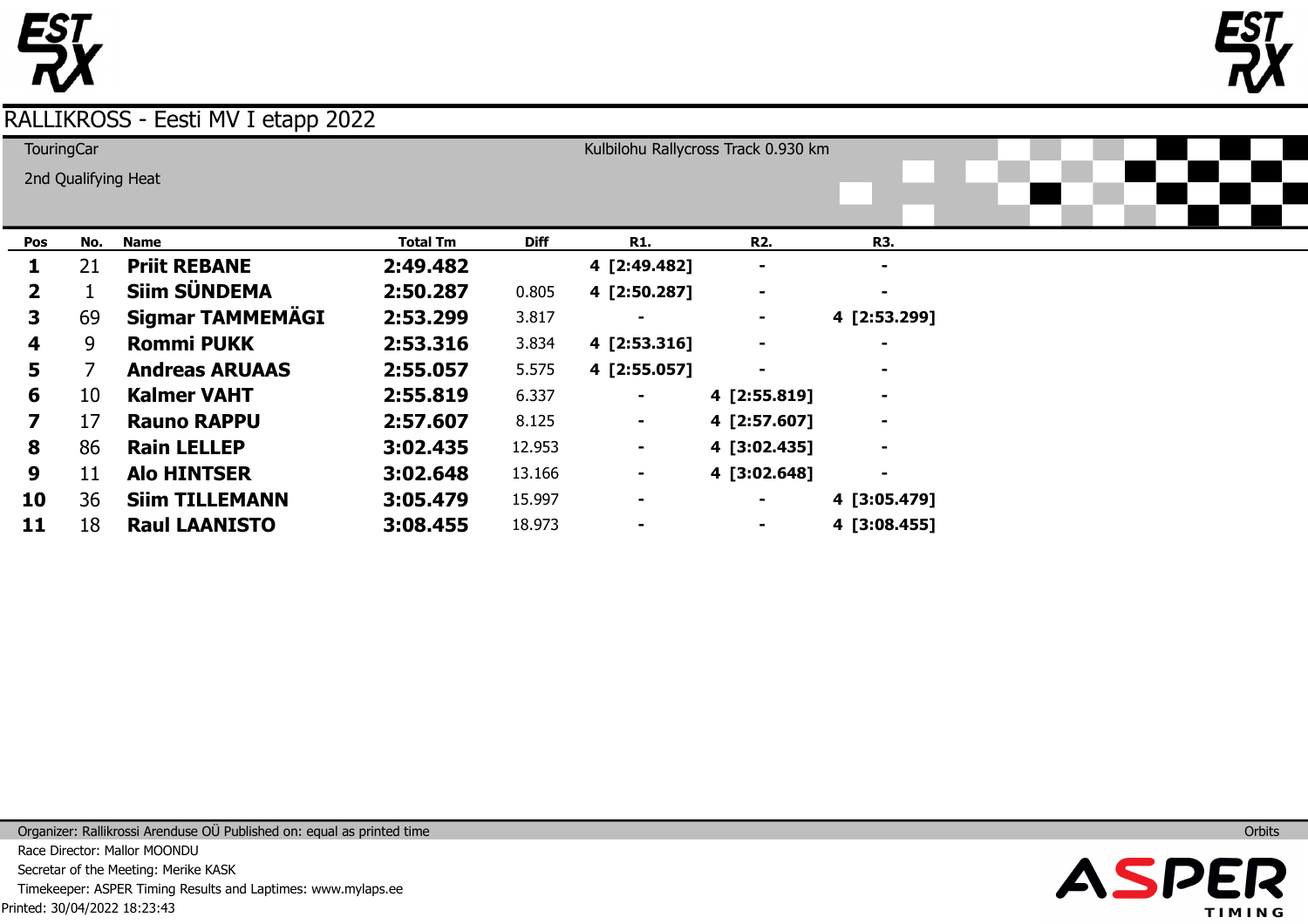# RALLIKROSS - Eesti MV I etapp 2022

TouringCar

2nd Qualifying Heat

Kulbilohu Rallycross Track 0.930 km

| Pos | No. | Name | Total Tm | Diff | R1. | R2. | R3. |
|---|---|---|---|---|---|---|---|
| **1** | 21 | **Priit REBANE** | **2:49.482** | | **4 [2:49.482]** | **-** | **-** |
| **2** | 1 | **Siim SÜNDEMA** | **2:50.287** | 0.805 | **4 [2:50.287]** | **-** | **-** |
| **3** | 69 | **Sigmar TAMMEMÄGI** | **2:53.299** | 3.817 | **-** | **-** | **4 [2:53.299]** |
| **4** | 9 | **Rommi PUKK** | **2:53.316** | 3.834 | **4 [2:53.316]** | **-** | **-** |
| **5** | 7 | **Andreas ARUAAS** | **2:55.057** | 5.575 | **4 [2:55.057]** | **-** | **-** |
| **6** | 10 | **Kalmer VAHT** | **2:55.819** | 6.337 | **-** | **4 [2:55.819]** | **-** |
| **7** | 17 | **Rauno RAPPU** | **2:57.607** | 8.125 | **-** | **4 [2:57.607]** | **-** |
| **8** | 86 | **Rain LELLEP** | **3:02.435** | 12.953 | **-** | **4 [3:02.435]** | **-** |
| **9** | 11 | **Alo HINTSER** | **3:02.648** | 13.166 | **-** | **4 [3:02.648]** | **-** |
| **10** | 36 | **Siim TILLEMANN** | **3:05.479** | 15.997 | **-** | **-** | **4 [3:05.479]** |
| **11** | 18 | **Raul LAANISTO** | **3:08.455** | 18.973 | **-** | **-** | **4 [3:08.455]** |

Organizer: Rallikrossi Arenduse OÜ Published on: equal as printed time

Race Director: Mallor MOONDU

Secretar of the Meeting: Merike KASK

Timekeeper: ASPER Timing Results and Laptimes: www.mylaps.ee

Printed: 30/04/2022 18:23:43

Orbits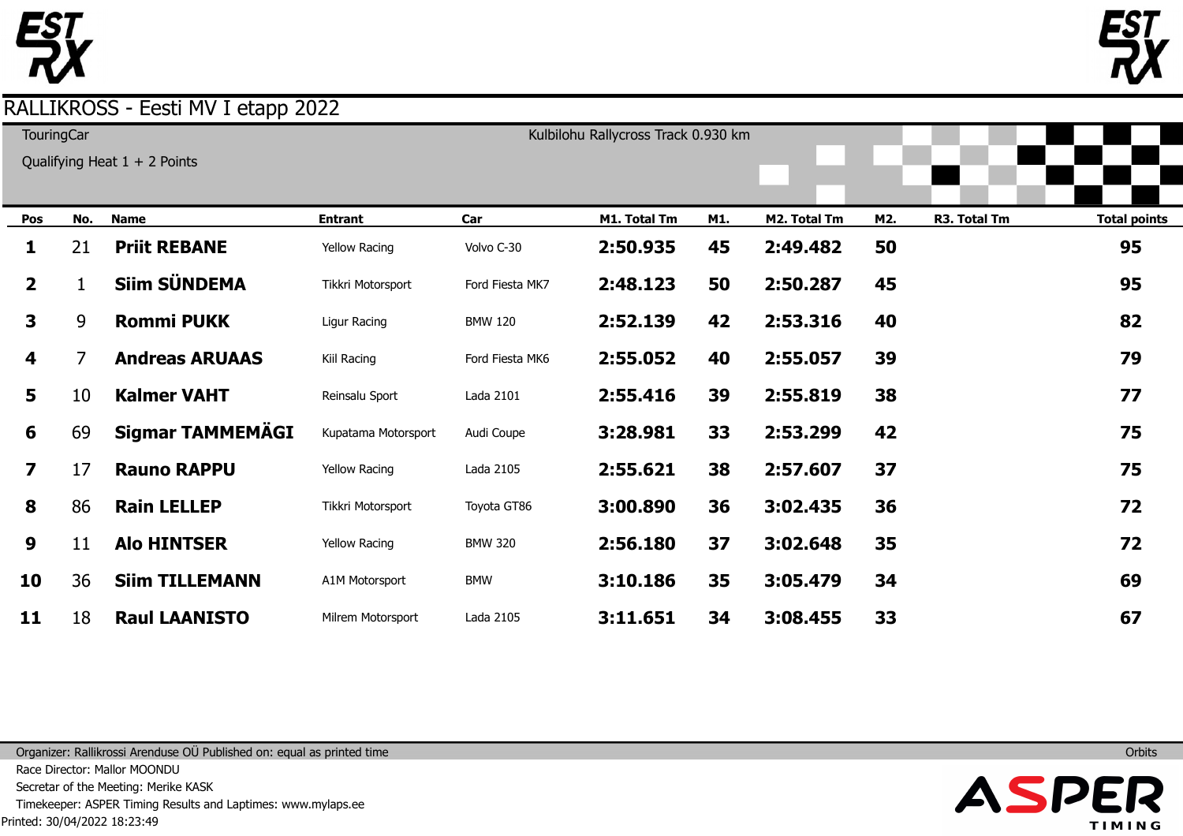# RALLIKROSS - Eesti MV I etapp 2022

TouringCar

Qualifying Heat 1 + 2 Points

Kulbilohu Rallycross Track 0.930 km

| Pos | No. | Name | Entrant | Car | M1. Total Tm | M1. | M2. Total Tm | M2. | R3. Total Tm | Total points |
|---|---|---|---|---|---|---|---|---|---|---|
| 1 | 21 | **Priit REBANE** | Yellow Racing | Volvo C-30 | 2:50.935 | 45 | 2:49.482 | 50 | | 95 |
| 2 | 1 | **Siim SÜNDEMA** | Tikkri Motorsport | Ford Fiesta MK7 | 2:48.123 | 50 | 2:50.287 | 45 | | 95 |
| 3 | 9 | **Rommi PUKK** | Ligur Racing | BMW 120 | 2:52.139 | 42 | 2:53.316 | 40 | | 82 |
| 4 | 7 | **Andreas ARUAAS** | Kiil Racing | Ford Fiesta MK6 | 2:55.052 | 40 | 2:55.057 | 39 | | 79 |
| 5 | 10 | **Kalmer VAHT** | Reinsalu Sport | Lada 2101 | 2:55.416 | 39 | 2:55.819 | 38 | | 77 |
| 6 | 69 | **Sigmar TAMMEMÄGI** | Kupatama Motorsport | Audi Coupe | 3:28.981 | 33 | 2:53.299 | 42 | | 75 |
| 7 | 17 | **Rauno RAPPU** | Yellow Racing | Lada 2105 | 2:55.621 | 38 | 2:57.607 | 37 | | 75 |
| 8 | 86 | **Rain LELLEP** | Tikkri Motorsport | Toyota GT86 | 3:00.890 | 36 | 3:02.435 | 36 | | 72 |
| 9 | 11 | **Alo HINTSER** | Yellow Racing | BMW 320 | 2:56.180 | 37 | 3:02.648 | 35 | | 72 |
| 10 | 36 | **Siim TILLEMANN** | A1M Motorsport | BMW | 3:10.186 | 35 | 3:05.479 | 34 | | 69 |
| 11 | 18 | **Raul LAANISTO** | Milrem Motorsport | Lada 2105 | 3:11.651 | 34 | 3:08.455 | 33 | | 67 |

Organizer: Rallikrossi Arenduse OÜ Published on: equal as printed time

Race Director: Mallor MOONDU

Secretar of the Meeting: Merike KASK

Timekeeper: ASPER Timing Results and Laptimes: www.mylaps.ee

Printed: 30/04/2022 18:23:49

Orbits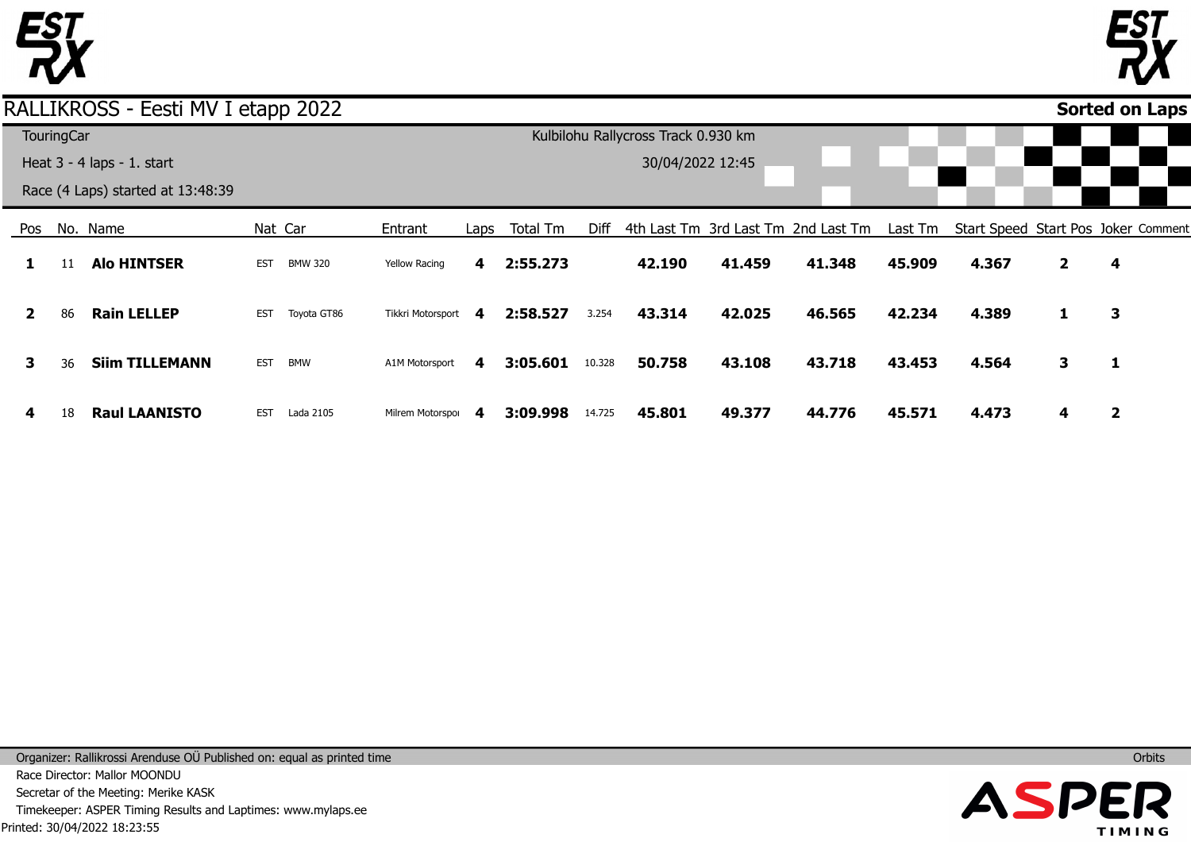# RALLIKROSS - Eesti MV I etapp 2022

**Sorted on Laps**

TouringCar

Kulbilohu Rallycross Track 0.930 km

Heat 3 - 4 laps - 1. start

30/04/2022 12:45

Race (4 Laps) started at 13:48:39

| Pos | No. | Name | Nat | Car | Entrant | Laps | Total Tm | Diff | 4th Last Tm | 3rd Last Tm | 2nd Last Tm | Last Tm | Start Speed | Start Pos | Joker | Comment |
|---|---|---|---|---|---|---|---|---|---|---|---|---|---|---|---|---|
| **1** | 11 | **Alo HINTSER** | EST | BMW 320 | Yellow Racing | **4** | **2:55.273** | | **42.190** | **41.459** | **41.348** | **45.909** | **4.367** | **2** | **4** | |
| **2** | 86 | **Rain LELLEP** | EST | Toyota GT86 | Tikkri Motorsport | **4** | **2:58.527** | 3.254 | **43.314** | **42.025** | **46.565** | **42.234** | **4.389** | **1** | **3** | |
| **3** | 36 | **Siim TILLEMANN** | EST | BMW | A1M Motorsport | **4** | **3:05.601** | 10.328 | **50.758** | **43.108** | **43.718** | **43.453** | **4.564** | **3** | **1** | |
| **4** | 18 | **Raul LAANISTO** | EST | Lada 2105 | Milrem Motorspoı | **4** | **3:09.998** | 14.725 | **45.801** | **49.377** | **44.776** | **45.571** | **4.473** | **4** | **2** | |

Organizer: Rallikrossi Arenduse OÜ Published on: equal as printed time

Orbits

Race Director: Mallor MOONDU

Secretar of the Meeting: Merike KASK

Timekeeper: ASPER Timing Results and Laptimes: www.mylaps.ee

Printed: 30/04/2022 18:23:55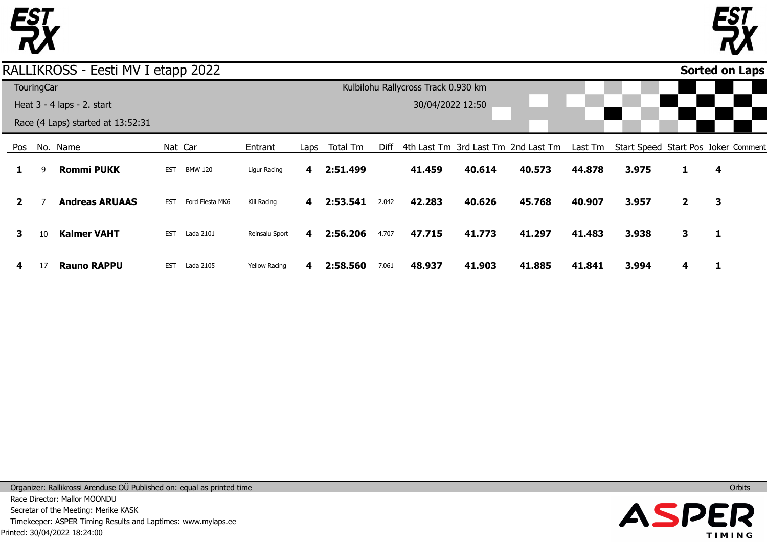# RALLIKROSS - Eesti MV I etapp 2022

**Sorted on Laps**

TouringCar

Heat 3 - 4 laps - 2. start

Race (4 Laps) started at 13:52:31

Kulbilohu Rallycross Track 0.930 km

30/04/2022 12:50

| Pos | No. | Name | Nat | Car | Entrant | Laps | Total Tm | Diff | 4th Last Tm | 3rd Last Tm | 2nd Last Tm | Last Tm | Start Speed | Start Pos | Joker | Comment |
|---|---|---|---|---|---|---|---|---|---|---|---|---|---|---|---|---|
| **1** | 9 | **Rommi PUKK** | EST | BMW 120 | Ligur Racing | **4** | **2:51.499** | | **41.459** | **40.614** | **40.573** | **44.878** | **3.975** | **1** | **4** | |
| **2** | 7 | **Andreas ARUAAS** | EST | Ford Fiesta MK6 | Kiil Racing | **4** | **2:53.541** | 2.042 | **42.283** | **40.626** | **45.768** | **40.907** | **3.957** | **2** | **3** | |
| **3** | 10 | **Kalmer VAHT** | EST | Lada 2101 | Reinsalu Sport | **4** | **2:56.206** | 4.707 | **47.715** | **41.773** | **41.297** | **41.483** | **3.938** | **3** | **1** | |
| **4** | 17 | **Rauno RAPPU** | EST | Lada 2105 | Yellow Racing | **4** | **2:58.560** | 7.061 | **48.937** | **41.903** | **41.885** | **41.841** | **3.994** | **4** | **1** | |

Organizer: Rallikrossi Arenduse OÜ Published on: equal as printed time

Orbits

Race Director: Mallor MOONDU

Secretar of the Meeting: Merike KASK

Timekeeper: ASPER Timing Results and Laptimes: www.mylaps.ee

Printed: 30/04/2022 18:24:00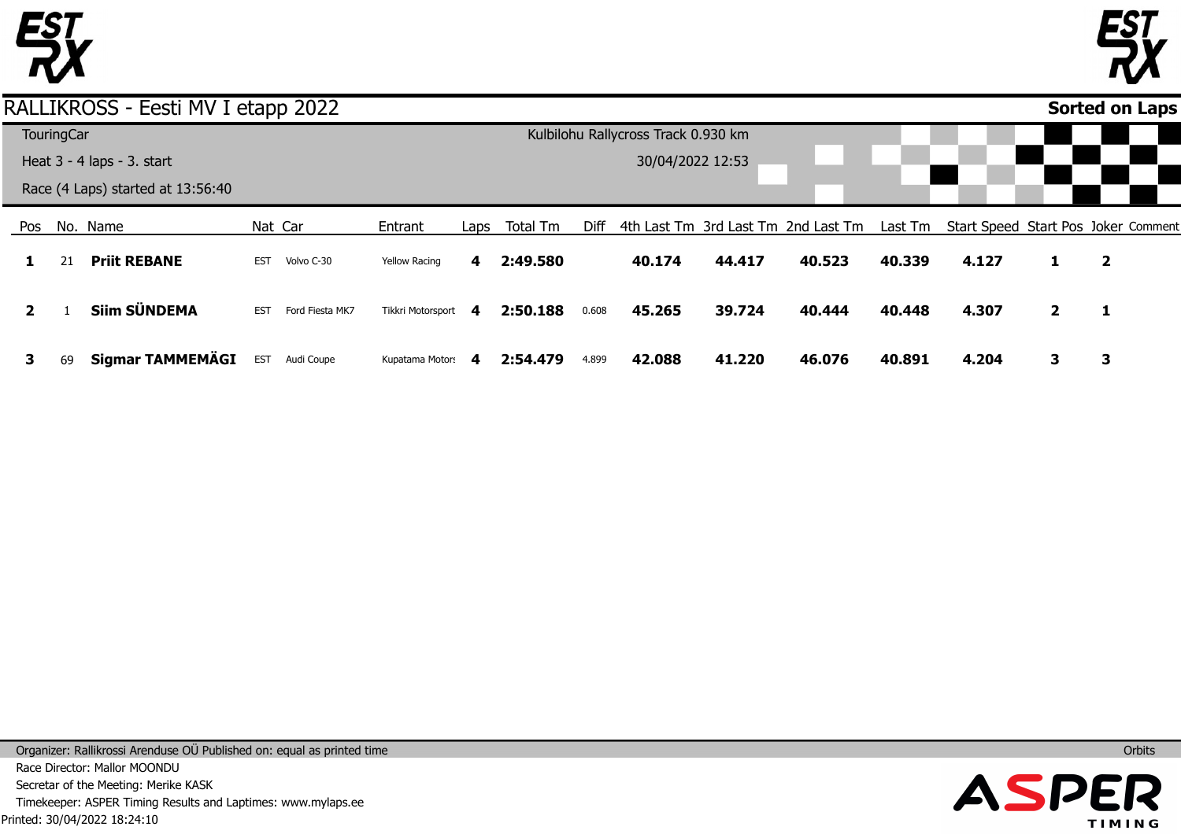# RALLIKROSS - Eesti MV I etapp 2022

**Sorted on Laps**

TouringCar

Heat 3 - 4 laps - 3. start

Race (4 Laps) started at 13:56:40

Kulbilohu Rallycross Track 0.930 km

30/04/2022 12:53

| Pos | No. | Name | Nat | Car | Entrant | Laps | Total Tm | Diff | 4th Last Tm | 3rd Last Tm | 2nd Last Tm | Last Tm | Start Speed | Start Pos | Joker | Comment |
|---|---|---|---|---|---|---|---|---|---|---|---|---|---|---|---|---|
| **1** | 21 | **Priit REBANE** | EST | Volvo C-30 | Yellow Racing | **4** | **2:49.580** | | **40.174** | **44.417** | **40.523** | **40.339** | **4.127** | **1** | **2** | |
| **2** | 1 | **Siim SÜNDEMA** | EST | Ford Fiesta MK7 | Tikkri Motorsport | **4** | **2:50.188** | 0.608 | **45.265** | **39.724** | **40.444** | **40.448** | **4.307** | **2** | **1** | |
| **3** | 69 | **Sigmar TAMMEMÄGI** | EST | Audi Coupe | Kupatama Motors | **4** | **2:54.479** | 4.899 | **42.088** | **41.220** | **46.076** | **40.891** | **4.204** | **3** | **3** | |

Organizer: Rallikrossi Arenduse OÜ Published on: equal as printed time

Race Director: Mallor MOONDU

Secretar of the Meeting: Merike KASK

Timekeeper: ASPER Timing Results and Laptimes: www.mylaps.ee

Printed: 30/04/2022 18:24:10

Orbits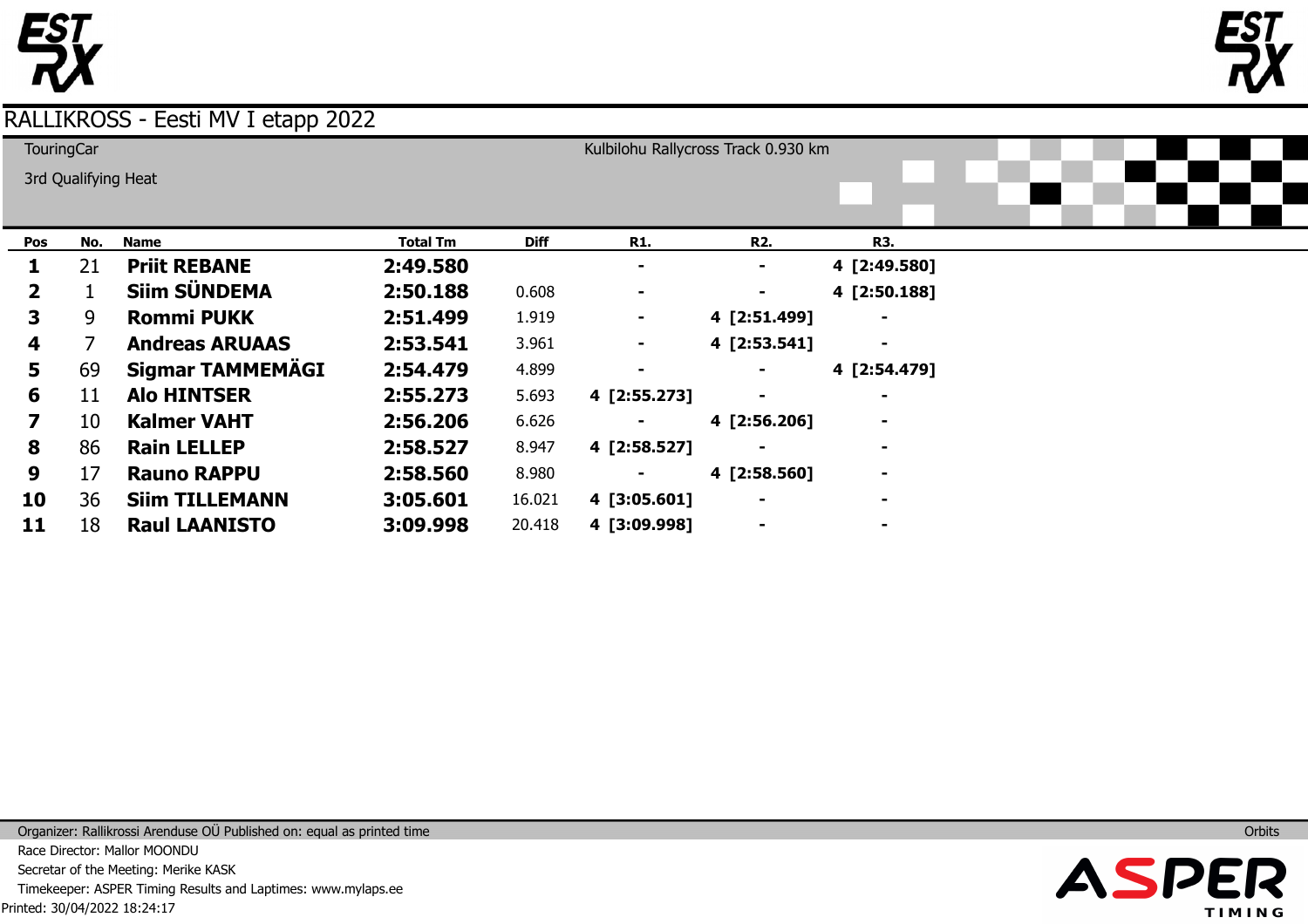# RALLIKROSS - Eesti MV I etapp 2022

TouringCar

3rd Qualifying Heat

Kulbilohu Rallycross Track 0.930 km

| Pos | No. | Name | Total Tm | Diff | R1. | R2. | R3. |
|---|---|---|---|---|---|---|---|
| **1** | 21 | **Priit REBANE** | **2:49.580** | | - | - | **4 [2:49.580]** |
| **2** | 1 | **Siim SÜNDEMA** | **2:50.188** | 0.608 | - | - | **4 [2:50.188]** |
| **3** | 9 | **Rommi PUKK** | **2:51.499** | 1.919 | - | **4 [2:51.499]** | - |
| **4** | 7 | **Andreas ARUAAS** | **2:53.541** | 3.961 | - | **4 [2:53.541]** | - |
| **5** | 69 | **Sigmar TAMMEMÄGI** | **2:54.479** | 4.899 | - | - | **4 [2:54.479]** |
| **6** | 11 | **Alo HINTSER** | **2:55.273** | 5.693 | **4 [2:55.273]** | - | - |
| **7** | 10 | **Kalmer VAHT** | **2:56.206** | 6.626 | - | **4 [2:56.206]** | - |
| **8** | 86 | **Rain LELLEP** | **2:58.527** | 8.947 | **4 [2:58.527]** | - | - |
| **9** | 17 | **Rauno RAPPU** | **2:58.560** | 8.980 | - | **4 [2:58.560]** | - |
| **10** | 36 | **Siim TILLEMANN** | **3:05.601** | 16.021 | **4 [3:05.601]** | - | - |
| **11** | 18 | **Raul LAANISTO** | **3:09.998** | 20.418 | **4 [3:09.998]** | - | - |

Organizer: Rallikrossi Arenduse OÜ Published on: equal as printed time

Orbits

Race Director: Mallor MOONDU

Secretar of the Meeting: Merike KASK

Timekeeper: ASPER Timing Results and Laptimes: www.mylaps.ee

Printed: 30/04/2022 18:24:17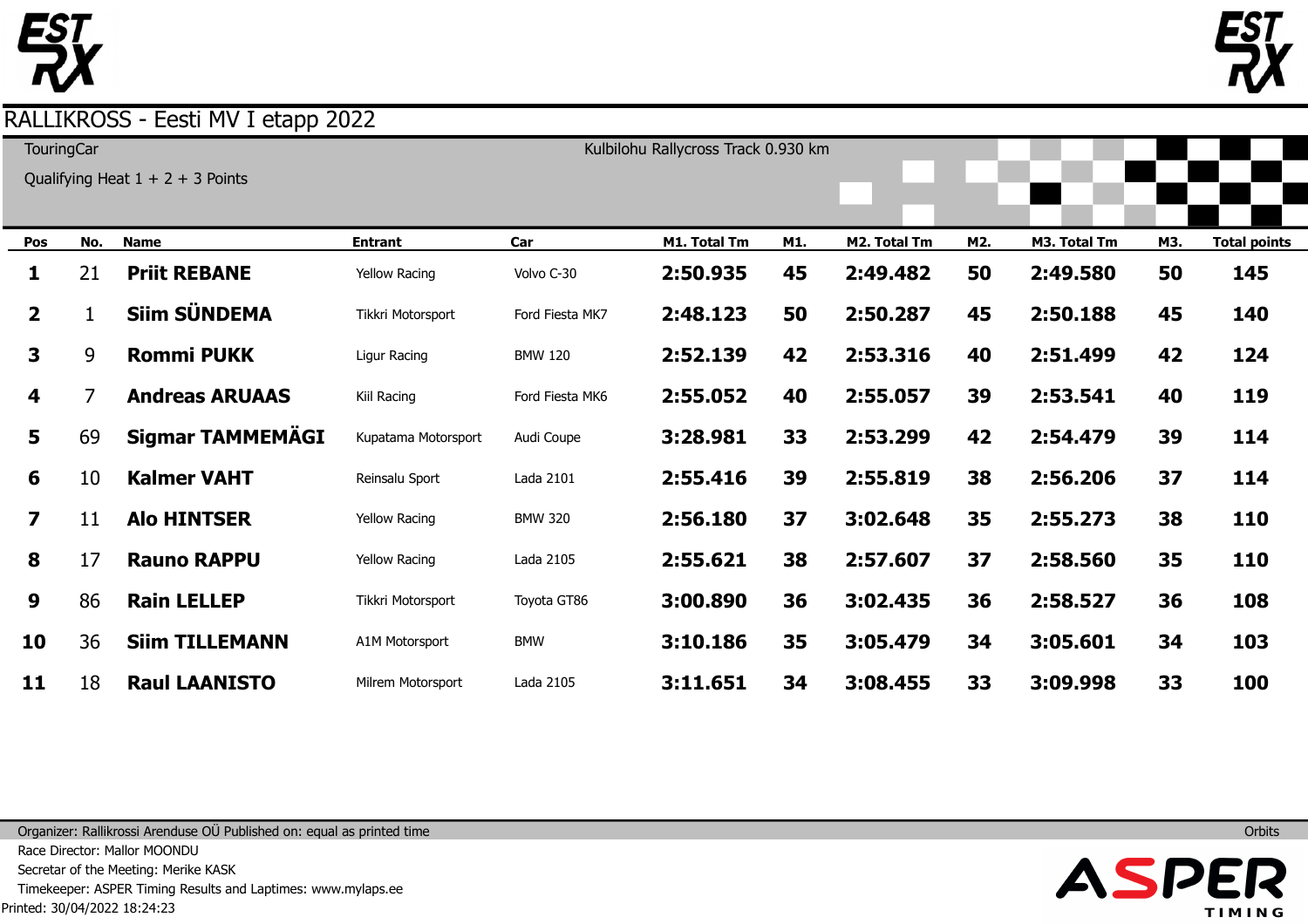# RALLIKROSS - Eesti MV I etapp 2022

TouringCar

Qualifying Heat 1 + 2 + 3 Points

Kulbilohu Rallycross Track 0.930 km

| Pos | No. | Name | Entrant | Car | M1. Total Tm | M1. | M2. Total Tm | M2. | M3. Total Tm | M3. | Total points |
|---|---|---|---|---|---|---|---|---|---|---|---|
| 1 | 21 | **Priit REBANE** | Yellow Racing | Volvo C-30 | **2:50.935** | **45** | **2:49.482** | **50** | **2:49.580** | **50** | **145** |
| 2 | 1 | **Siim SÜNDEMA** | Tikkri Motorsport | Ford Fiesta MK7 | **2:48.123** | **50** | **2:50.287** | **45** | **2:50.188** | **45** | **140** |
| 3 | 9 | **Rommi PUKK** | Ligur Racing | BMW 120 | **2:52.139** | **42** | **2:53.316** | **40** | **2:51.499** | **42** | **124** |
| 4 | 7 | **Andreas ARUAAS** | Kiil Racing | Ford Fiesta MK6 | **2:55.052** | **40** | **2:55.057** | **39** | **2:53.541** | **40** | **119** |
| 5 | 69 | **Sigmar TAMMEMÄGI** | Kupatama Motorsport | Audi Coupe | **3:28.981** | **33** | **2:53.299** | **42** | **2:54.479** | **39** | **114** |
| 6 | 10 | **Kalmer VAHT** | Reinsalu Sport | Lada 2101 | **2:55.416** | **39** | **2:55.819** | **38** | **2:56.206** | **37** | **114** |
| 7 | 11 | **Alo HINTSER** | Yellow Racing | BMW 320 | **2:56.180** | **37** | **3:02.648** | **35** | **2:55.273** | **38** | **110** |
| 8 | 17 | **Rauno RAPPU** | Yellow Racing | Lada 2105 | **2:55.621** | **38** | **2:57.607** | **37** | **2:58.560** | **35** | **110** |
| 9 | 86 | **Rain LELLEP** | Tikkri Motorsport | Toyota GT86 | **3:00.890** | **36** | **3:02.435** | **36** | **2:58.527** | **36** | **108** |
| 10 | 36 | **Siim TILLEMANN** | A1M Motorsport | BMW | **3:10.186** | **35** | **3:05.479** | **34** | **3:05.601** | **34** | **103** |
| 11 | 18 | **Raul LAANISTO** | Milrem Motorsport | Lada 2105 | **3:11.651** | **34** | **3:08.455** | **33** | **3:09.998** | **33** | **100** |

Organizer: Rallikrossi Arenduse OÜ Published on: equal as printed time

Orbits

Race Director: Mallor MOONDU

Secretar of the Meeting: Merike KASK

Timekeeper: ASPER Timing Results and Laptimes: www.mylaps.ee

Printed: 30/04/2022 18:24:23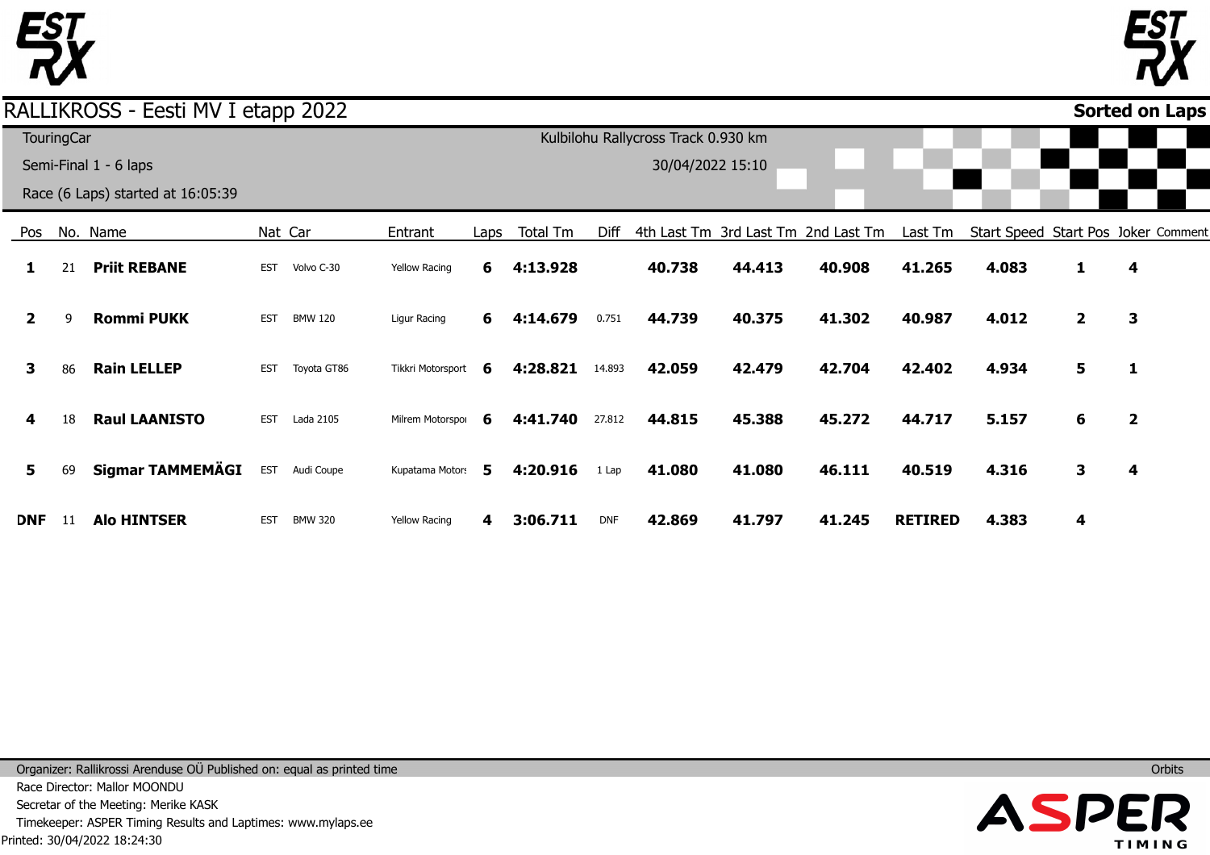# RALLIKROSS - Eesti MV I etapp 2022

**Sorted on Laps**

TouringCar
Semi-Final 1 - 6 laps
Race (6 Laps) started at 16:05:39

Kulbilohu Rallycross Track 0.930 km
30/04/2022 15:10

| Pos | No. | Name | Nat | Car | Entrant | Laps | Total Tm | Diff | 4th Last Tm | 3rd Last Tm | 2nd Last Tm | Last Tm | Start Speed | Start Pos | Joker | Comment |
|---|---|---|---|---|---|---|---|---|---|---|---|---|---|---|---|---|
| **1** | 21 | **Priit REBANE** | EST | Volvo C-30 | Yellow Racing | **6** | **4:13.928** | | **40.738** | **44.413** | **40.908** | **41.265** | **4.083** | **1** | **4** | |
| **2** | 9 | **Rommi PUKK** | EST | BMW 120 | Ligur Racing | **6** | **4:14.679** | 0.751 | **44.739** | **40.375** | **41.302** | **40.987** | **4.012** | **2** | **3** | |
| **3** | 86 | **Rain LELLEP** | EST | Toyota GT86 | Tikkri Motorsport | **6** | **4:28.821** | 14.893 | **42.059** | **42.479** | **42.704** | **42.402** | **4.934** | **5** | **1** | |
| **4** | 18 | **Raul LAANISTO** | EST | Lada 2105 | Milrem Motorspo | **6** | **4:41.740** | 27.812 | **44.815** | **45.388** | **45.272** | **44.717** | **5.157** | **6** | **2** | |
| **5** | 69 | **Sigmar TAMMEMÄGI** | EST | Audi Coupe | Kupatama Motor | **5** | **4:20.916** | 1 Lap | **41.080** | **41.080** | **46.111** | **40.519** | **4.316** | **3** | **4** | |
| **DNF** | 11 | **Alo HINTSER** | EST | BMW 320 | Yellow Racing | **4** | **3:06.711** | DNF | **42.869** | **41.797** | **41.245** | **RETIRED** | **4.383** | **4** | | |

Organizer: Rallikrossi Arenduse OÜ Published on: equal as printed time
Race Director: Mallor MOONDU
Secretar of the Meeting: Merike KASK
Timekeeper: ASPER Timing Results and Laptimes: www.mylaps.ee
Printed: 30/04/2022 18:24:30

Orbits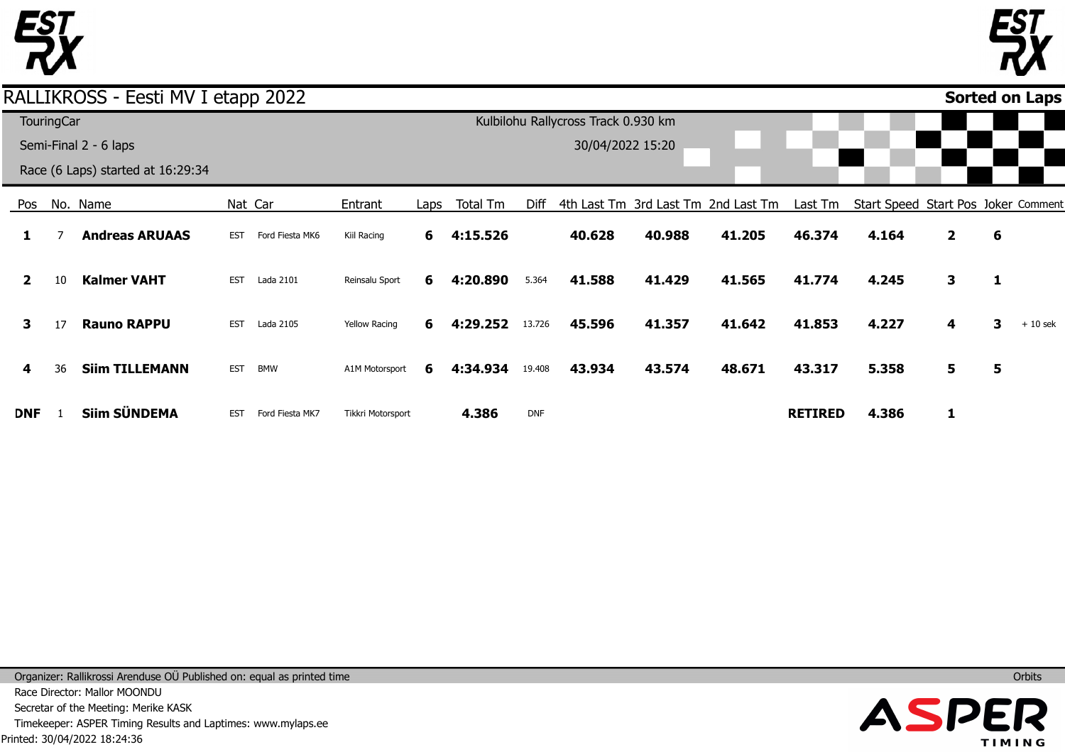# RALLIKROSS - Eesti MV I etapp 2022

**Sorted on Laps**

TouringCar

Semi-Final 2 - 6 laps

Race (6 Laps) started at 16:29:34

Kulbilohu Rallycross Track 0.930 km

30/04/2022 15:20

| Pos | No. | Name | Nat | Car | Entrant | Laps | Total Tm | Diff | 4th Last Tm | 3rd Last Tm | 2nd Last Tm | Last Tm | Start Speed | Start Pos | Joker | Comment |
|---|---|---|---|---|---|---|---|---|---|---|---|---|---|---|---|---|
| **1** | 7 | **Andreas ARUAAS** | EST | Ford Fiesta MK6 | Kiil Racing | **6** | **4:15.526** | | **40.628** | **40.988** | **41.205** | **46.374** | **4.164** | **2** | **6** | |
| **2** | 10 | **Kalmer VAHT** | EST | Lada 2101 | Reinsalu Sport | **6** | **4:20.890** | 5.364 | **41.588** | **41.429** | **41.565** | **41.774** | **4.245** | **3** | **1** | |
| **3** | 17 | **Rauno RAPPU** | EST | Lada 2105 | Yellow Racing | **6** | **4:29.252** | 13.726 | **45.596** | **41.357** | **41.642** | **41.853** | **4.227** | **4** | **3** | + 10 sek |
| **4** | 36 | **Siim TILLEMANN** | EST | BMW | A1M Motorsport | **6** | **4:34.934** | 19.408 | **43.934** | **43.574** | **48.671** | **43.317** | **5.358** | **5** | **5** | |
| **DNF** | 1 | **Siim SÜNDEMA** | EST | Ford Fiesta MK7 | Tikkri Motorsport | | **4.386** | DNF | | | | **RETIRED** | **4.386** | **1** | | |

Organizer: Rallikrossi Arenduse OÜ Published on: equal as printed time

Orbits

Race Director: Mallor MOONDU

Secretar of the Meeting: Merike KASK

Timekeeper: ASPER Timing Results and Laptimes: www.mylaps.ee

Printed: 30/04/2022 18:24:36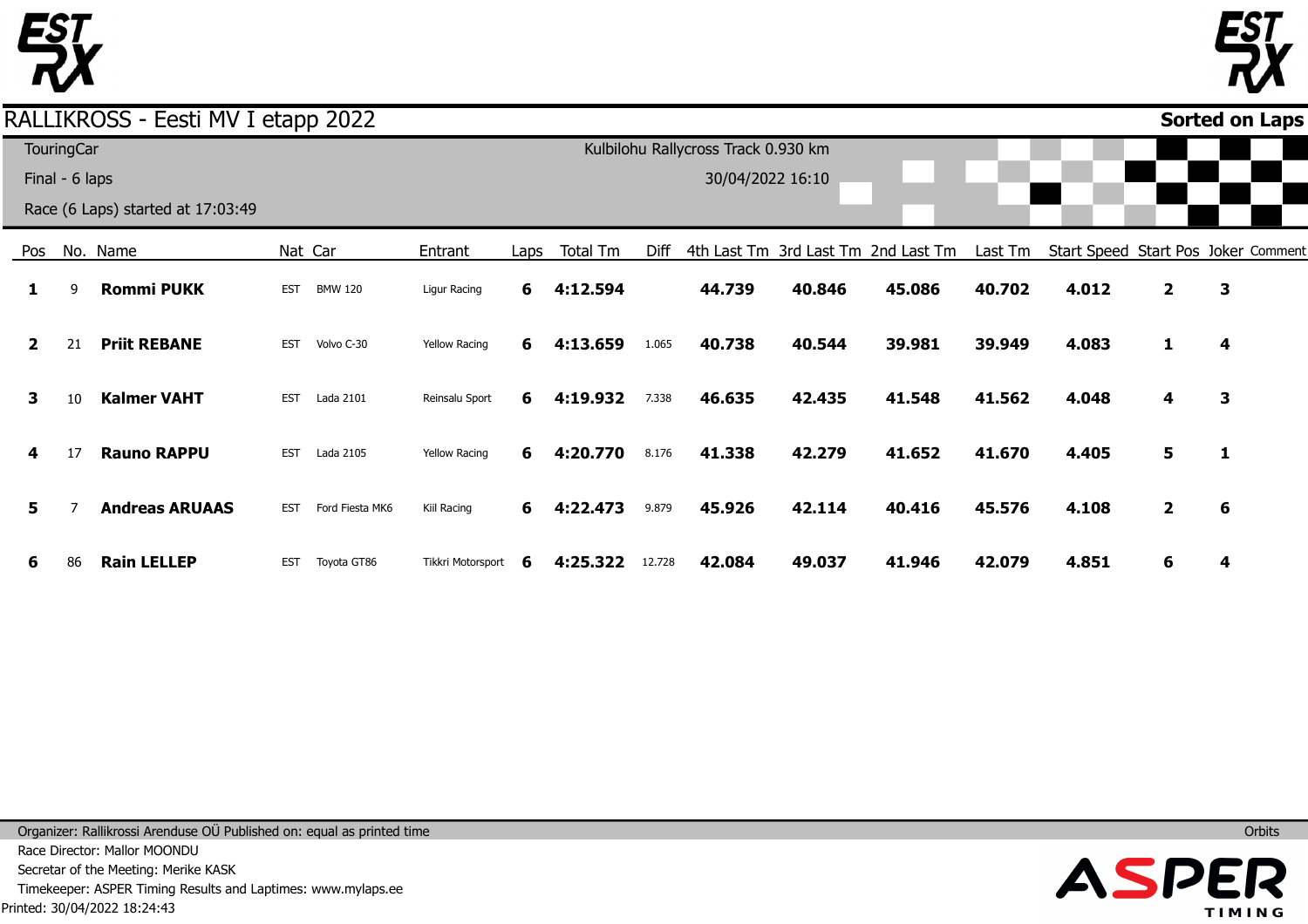# RALLIKROSS - Eesti MV I etapp 2022

**Sorted on Laps**

TouringCar

Final - 6 laps

Race (6 Laps) started at 17:03:49

Kulbilohu Rallycross Track 0.930 km

30/04/2022 16:10

| Pos | No. | Name | Nat | Car | Entrant | Laps | Total Tm | Diff | 4th Last Tm | 3rd Last Tm | 2nd Last Tm | Last Tm | Start Speed | Start Pos | Joker | Comment |
|---|---|---|---|---|---|---|---|---|---|---|---|---|---|---|---|---|
| **1** | 9 | **Rommi PUKK** | EST | BMW 120 | Ligur Racing | **6** | **4:12.594** | | **44.739** | **40.846** | **45.086** | **40.702** | **4.012** | **2** | **3** | |
| **2** | 21 | **Priit REBANE** | EST | Volvo C-30 | Yellow Racing | **6** | **4:13.659** | 1.065 | **40.738** | **40.544** | **39.981** | **39.949** | **4.083** | **1** | **4** | |
| **3** | 10 | **Kalmer VAHT** | EST | Lada 2101 | Reinsalu Sport | **6** | **4:19.932** | 7.338 | **46.635** | **42.435** | **41.548** | **41.562** | **4.048** | **4** | **3** | |
| **4** | 17 | **Rauno RAPPU** | EST | Lada 2105 | Yellow Racing | **6** | **4:20.770** | 8.176 | **41.338** | **42.279** | **41.652** | **41.670** | **4.405** | **5** | **1** | |
| **5** | 7 | **Andreas ARUAAS** | EST | Ford Fiesta MK6 | Kiil Racing | **6** | **4:22.473** | 9.879 | **45.926** | **42.114** | **40.416** | **45.576** | **4.108** | **2** | **6** | |
| **6** | 86 | **Rain LELLEP** | EST | Toyota GT86 | Tikkri Motorsport | **6** | **4:25.322** | 12.728 | **42.084** | **49.037** | **41.946** | **42.079** | **4.851** | **6** | **4** | |

Organizer: Rallikrossi Arenduse OÜ Published on: equal as printed time

Orbits

Race Director: Mallor MOONDU

Secretar of the Meeting: Merike KASK

Timekeeper: ASPER Timing Results and Laptimes: www.mylaps.ee

Printed: 30/04/2022 18:24:43